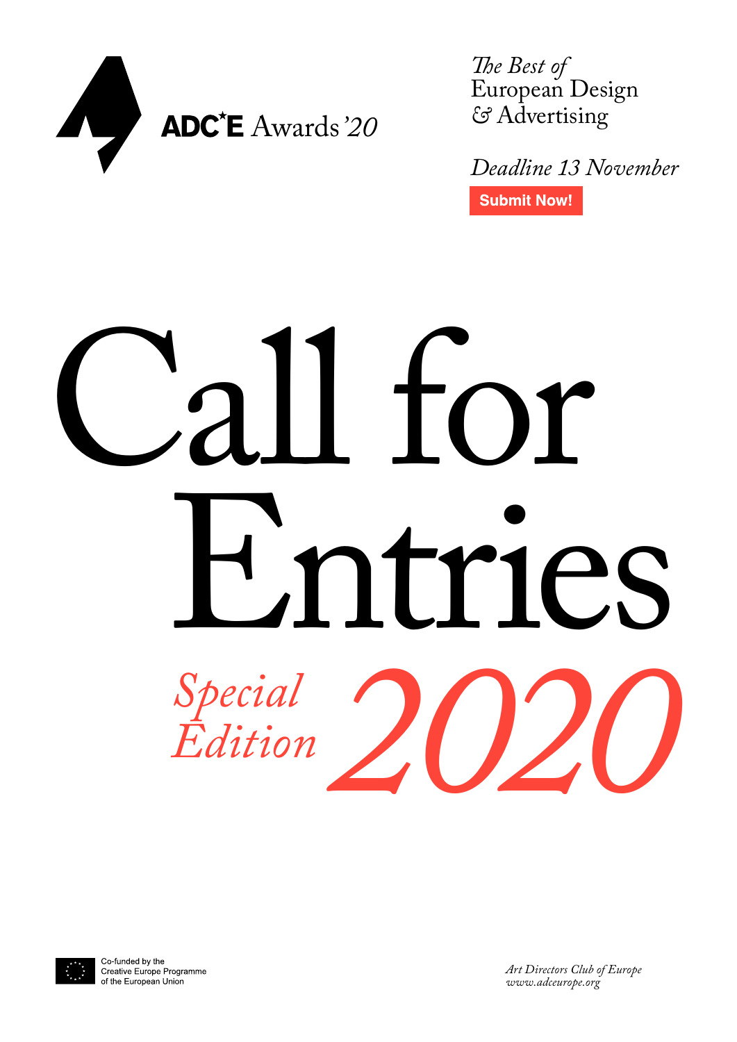ADC*E Awards '20

*The Best of*
European Design
& Advertising

*Deadline 13 November*

**Submit Now!**

# Call for Entries

*Special Edition* *2020*

Co-funded by the
Creative Europe Programme
of the European Union

*Art Directors Club of Europe*
*www.adceurope.org*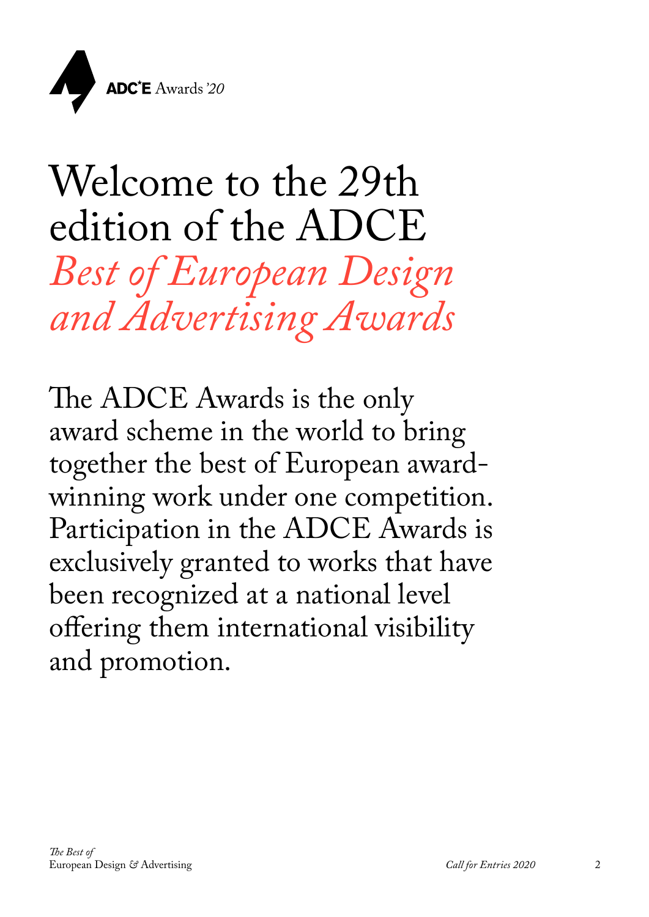# Welcome to the 29th edition of the ADCE *Best of European Design and Advertising Awards*

The ADCE Awards is the only award scheme in the world to bring together the best of European award-winning work under one competition. Participation in the ADCE Awards is exclusively granted to works that have been recognized at a national level offering them international visibility and promotion.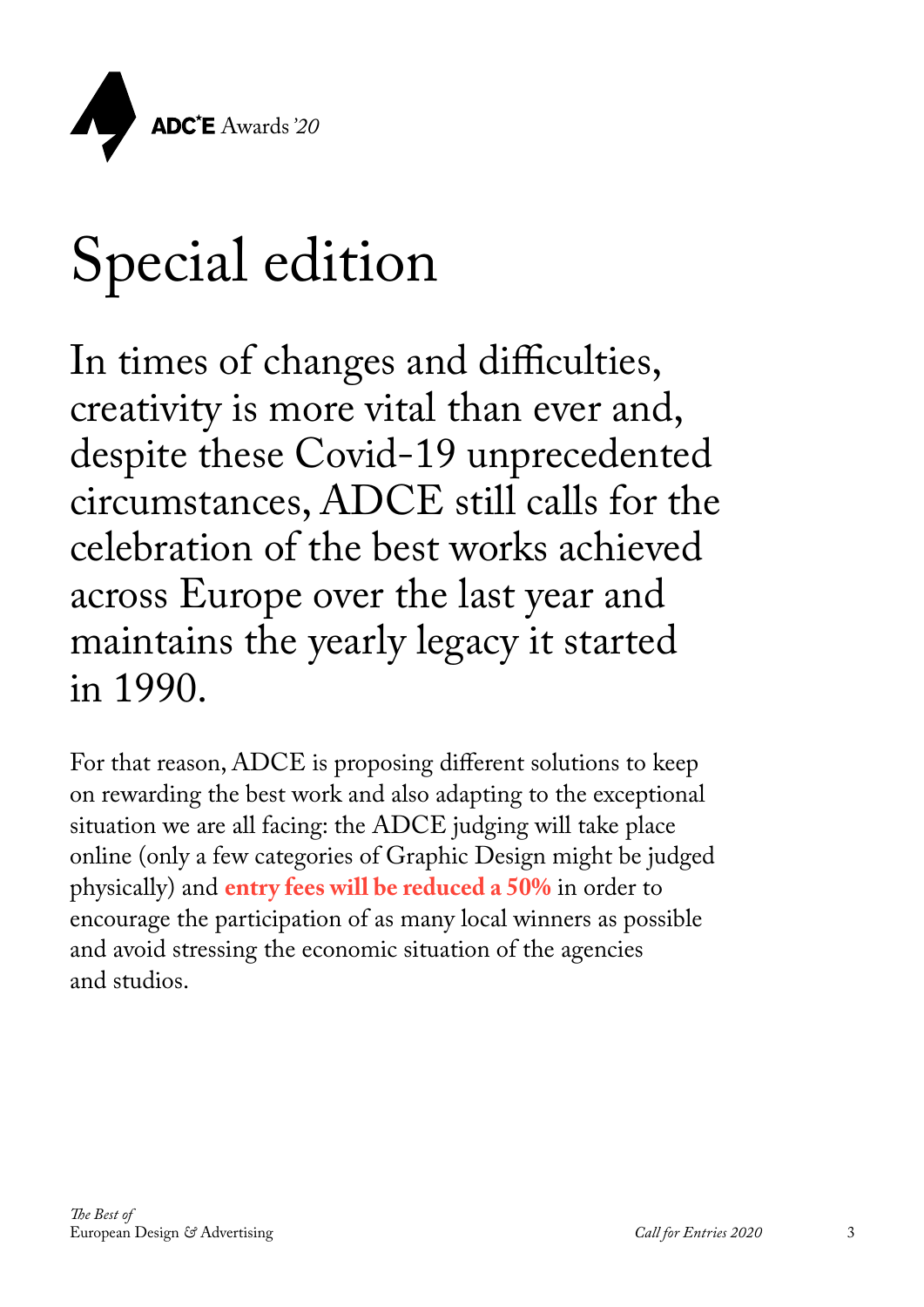# Special edition

## In times of changes and difficulties, creativity is more vital than ever and, despite these Covid-19 unprecedented circumstances, ADCE still calls for the celebration of the best works achieved across Europe over the last year and maintains the yearly legacy it started in 1990.

For that reason, ADCE is proposing different solutions to keep on rewarding the best work and also adapting to the exceptional situation we are all facing: the ADCE judging will take place online (only a few categories of Graphic Design might be judged physically) and **entry fees will be reduced a 50%** in order to encourage the participation of as many local winners as possible and avoid stressing the economic situation of the agencies and studios.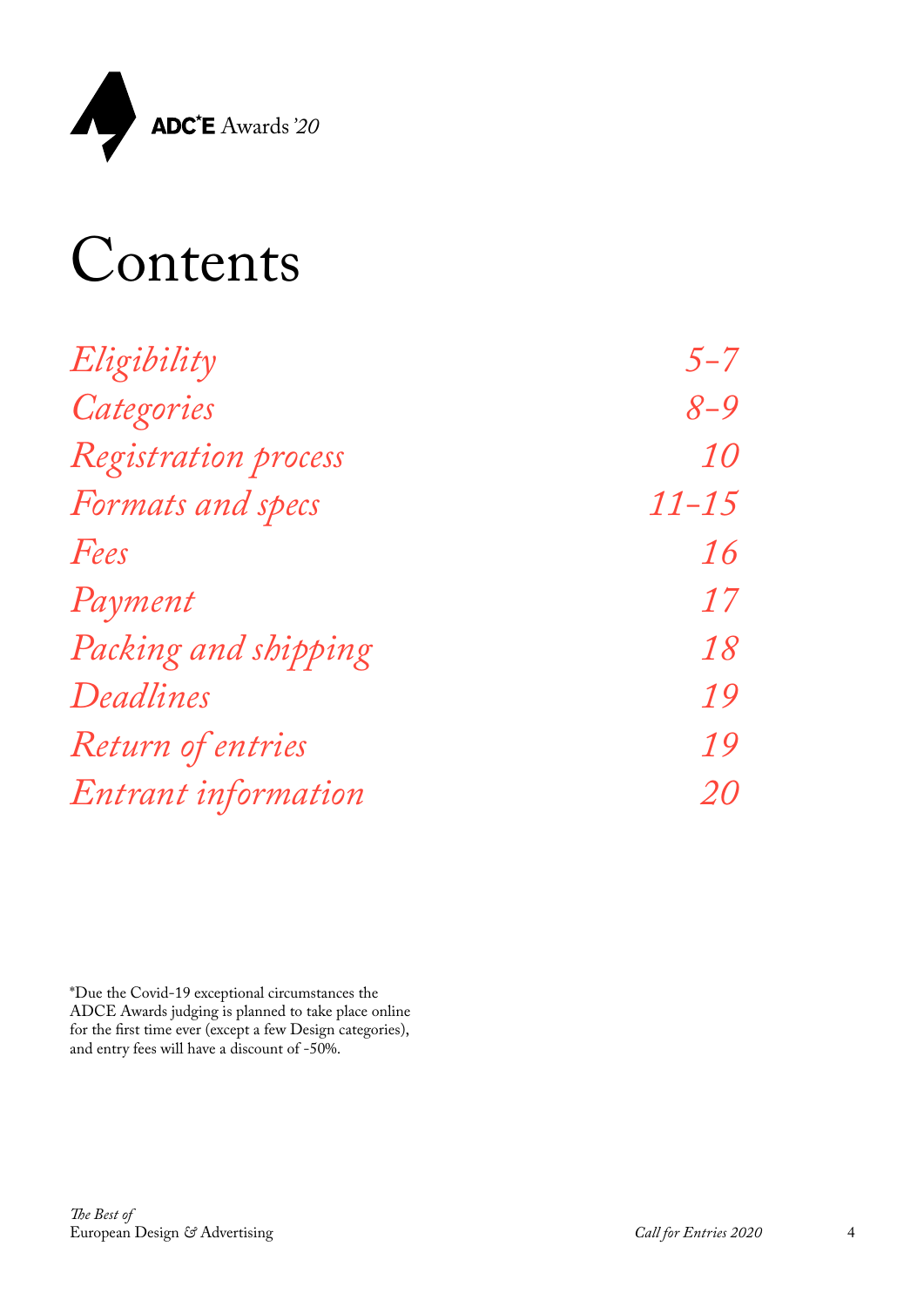ADC*E Awards '20

# Contents

| | |
|---|---|
| *Eligibility* | *5–7* |
| *Categories* | *8–9* |
| *Registration process* | *10* |
| *Formats and specs* | *11–15* |
| *Fees* | *16* |
| *Payment* | *17* |
| *Packing and shipping* | *18* |
| *Deadlines* | *19* |
| *Return of entries* | *19* |
| *Entrant information* | *20* |

*Due the Covid-19 exceptional circumstances the ADCE Awards judging is planned to take place online for the first time ever (except a few Design categories), and entry fees will have a discount of -50%.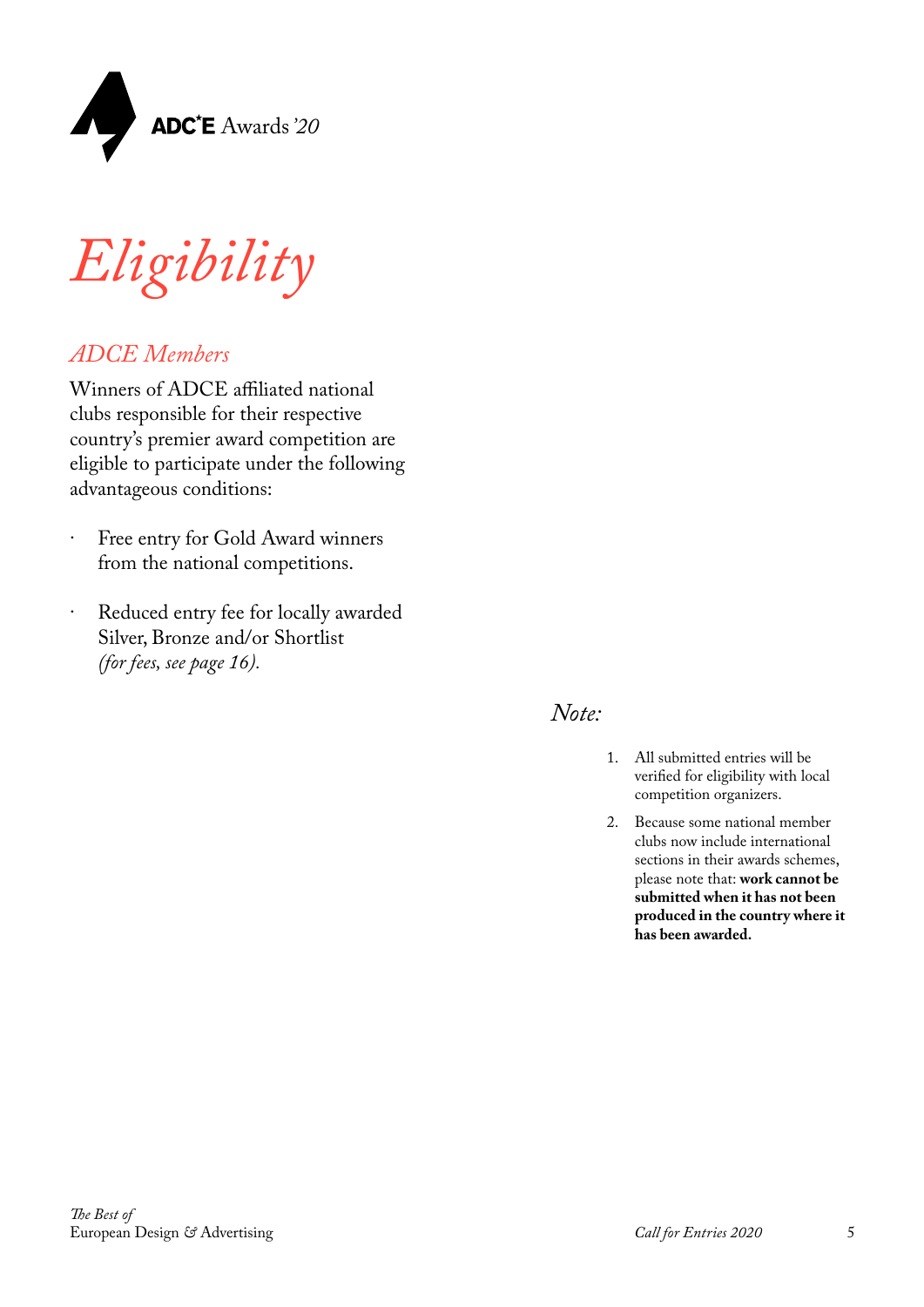# *Eligibility*

## *ADCE Members*

Winners of ADCE affiliated national clubs responsible for their respective country's premier award competition are eligible to participate under the following advantageous conditions:

- Free entry for Gold Award winners from the national competitions.
- Reduced entry fee for locally awarded Silver, Bronze and/or Shortlist *(for fees, see page 16).*

*Note:*

1. All submitted entries will be verified for eligibility with local competition organizers.
2. Because some national member clubs now include international sections in their awards schemes, please note that: **work cannot be submitted when it has not been produced in the country where it has been awarded.**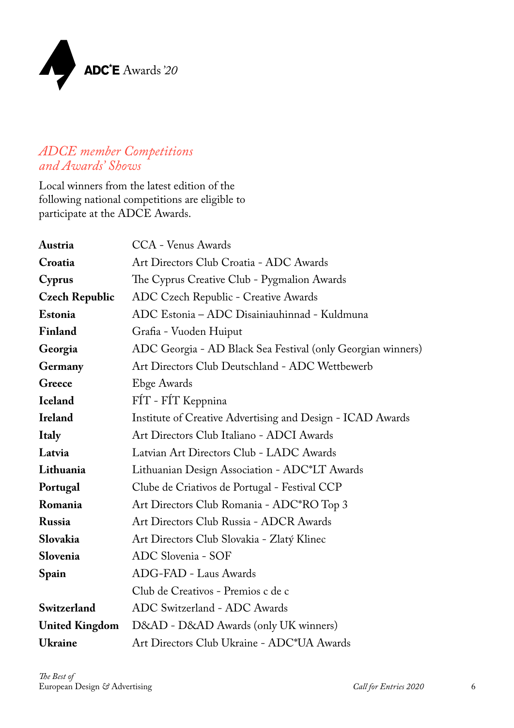## *ADCE member Competitions and Awards' Shows*

Local winners from the latest edition of the following national competitions are eligible to participate at the ADCE Awards.

| | |
|---|---|
| **Austria** | CCA - Venus Awards |
| **Croatia** | Art Directors Club Croatia - ADC Awards |
| **Cyprus** | The Cyprus Creative Club - Pygmalion Awards |
| **Czech Republic** | ADC Czech Republic - Creative Awards |
| **Estonia** | ADC Estonia – ADC Disainiauhinnad - Kuldmuna |
| **Finland** | Grafia - Vuoden Huiput |
| **Georgia** | ADC Georgia - AD Black Sea Festival (only Georgian winners) |
| **Germany** | Art Directors Club Deutschland - ADC Wettbewerb |
| **Greece** | Ebge Awards |
| **Iceland** | FÍT - FÍT Keppnina |
| **Ireland** | Institute of Creative Advertising and Design - ICAD Awards |
| **Italy** | Art Directors Club Italiano - ADCI Awards |
| **Latvia** | Latvian Art Directors Club - LADC Awards |
| **Lithuania** | Lithuanian Design Association - ADC*LT Awards |
| **Portugal** | Clube de Criativos de Portugal - Festival CCP |
| **Romania** | Art Directors Club Romania - ADC*RO Top 3 |
| **Russia** | Art Directors Club Russia - ADCR Awards |
| **Slovakia** | Art Directors Club Slovakia - Zlatý Klinec |
| **Slovenia** | ADC Slovenia - SOF |
| **Spain** | ADG-FAD - Laus Awards |
| | Club de Creativos - Premios c de c |
| **Switzerland** | ADC Switzerland - ADC Awards |
| **United Kingdom** | D&AD - D&AD Awards (only UK winners) |
| **Ukraine** | Art Directors Club Ukraine - ADC*UA Awards |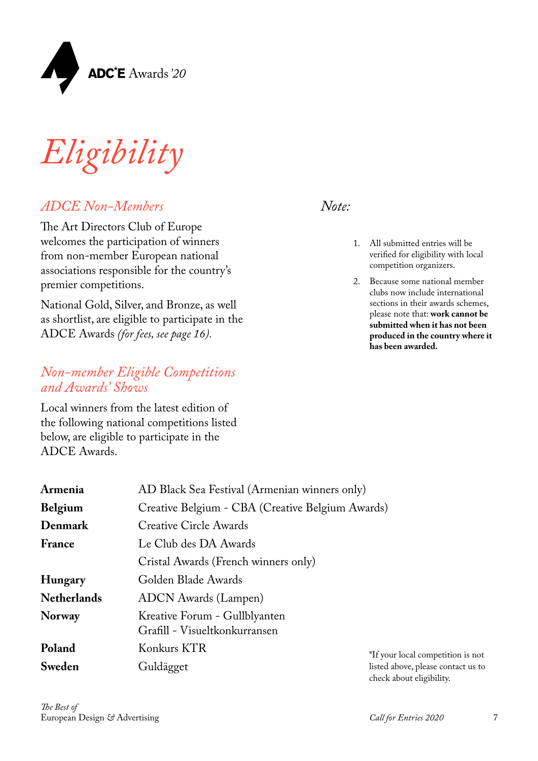# *Eligibility*

## *ADCE Non-Members*

The Art Directors Club of Europe welcomes the participation of winners from non-member European national associations responsible for the country's premier competitions.

National Gold, Silver, and Bronze, as well as shortlist, are eligible to participate in the ADCE Awards *(for fees, see page 16).*

## *Non-member Eligible Competitions and Awards' Shows*

Local winners from the latest edition of the following national competitions listed below, are eligible to participate in the ADCE Awards.

## *Note:*

1. All submitted entries will be verified for eligibility with local competition organizers.
2. Because some national member clubs now include international sections in their awards schemes, please note that: **work cannot be submitted when it has not been produced in the country where it has been awarded.**

| Country | Competition |
|---|---|
| **Armenia** | AD Black Sea Festival (Armenian winners only) |
| **Belgium** | Creative Belgium - CBA (Creative Belgium Awards) |
| **Denmark** | Creative Circle Awards |
| **France** | Le Club des DA Awards |
| | Cristal Awards (French winners only) |
| **Hungary** | Golden Blade Awards |
| **Netherlands** | ADCN Awards (Lampen) |
| **Norway** | Kreative Forum - Gullblyanten<br>Grafill - Visueltkonkurransen |
| **Poland** | Konkurs KTR |
| **Sweden** | Guldägget |

*If your local competition is not listed above, please contact us to check about eligibility.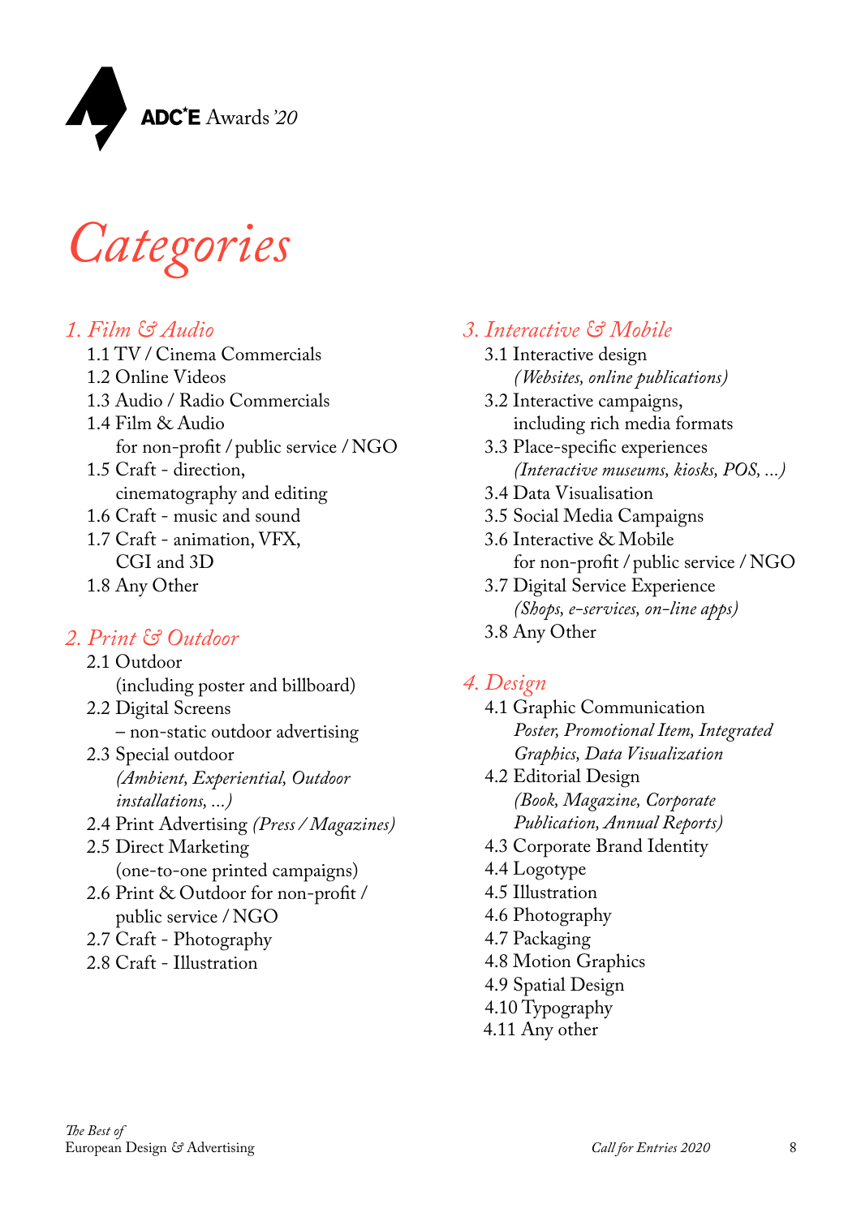# *Categories*

## *1. Film & Audio*

1.1 TV / Cinema Commercials
1.2 Online Videos
1.3 Audio / Radio Commercials
1.4 Film & Audio
for non-profit / public service / NGO
1.5 Craft - direction,
cinematography and editing
1.6 Craft - music and sound
1.7 Craft - animation, VFX,
CGI and 3D
1.8 Any Other

## *2. Print & Outdoor*

2.1 Outdoor
(including poster and billboard)
2.2 Digital Screens
– non-static outdoor advertising
2.3 Special outdoor
*(Ambient, Experiential, Outdoor installations, ...)*
2.4 Print Advertising *(Press / Magazines)*
2.5 Direct Marketing
(one-to-one printed campaigns)
2.6 Print & Outdoor for non-profit /
public service / NGO
2.7 Craft - Photography
2.8 Craft - Illustration

## *3. Interactive & Mobile*

3.1 Interactive design
*(Websites, online publications)*
3.2 Interactive campaigns,
including rich media formats
3.3 Place-specific experiences
*(Interactive museums, kiosks, POS, ...)*
3.4 Data Visualisation
3.5 Social Media Campaigns
3.6 Interactive & Mobile
for non-profit / public service / NGO
3.7 Digital Service Experience
*(Shops, e-services, on-line apps)*
3.8 Any Other

## *4. Design*

4.1 Graphic Communication
*Poster, Promotional Item, Integrated Graphics, Data Visualization*
4.2 Editorial Design
*(Book, Magazine, Corporate Publication, Annual Reports)*
4.3 Corporate Brand Identity
4.4 Logotype
4.5 Illustration
4.6 Photography
4.7 Packaging
4.8 Motion Graphics
4.9 Spatial Design
4.10 Typography
4.11 Any other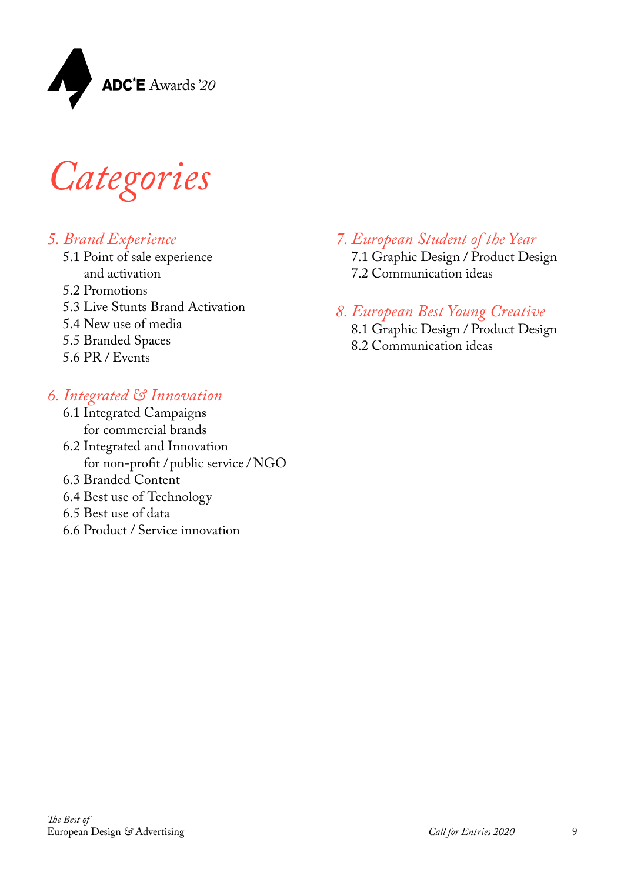ADC*E Awards '20

# *Categories*

## *5. Brand Experience*

- 5.1 Point of sale experience and activation
- 5.2 Promotions
- 5.3 Live Stunts Brand Activation
- 5.4 New use of media
- 5.5 Branded Spaces
- 5.6 PR / Events

## *6. Integrated & Innovation*

- 6.1 Integrated Campaigns for commercial brands
- 6.2 Integrated and Innovation for non-profit / public service / NGO
- 6.3 Branded Content
- 6.4 Best use of Technology
- 6.5 Best use of data
- 6.6 Product / Service innovation

## *7. European Student of the Year*

- 7.1 Graphic Design / Product Design
- 7.2 Communication ideas

## *8. European Best Young Creative*

- 8.1 Graphic Design / Product Design
- 8.2 Communication ideas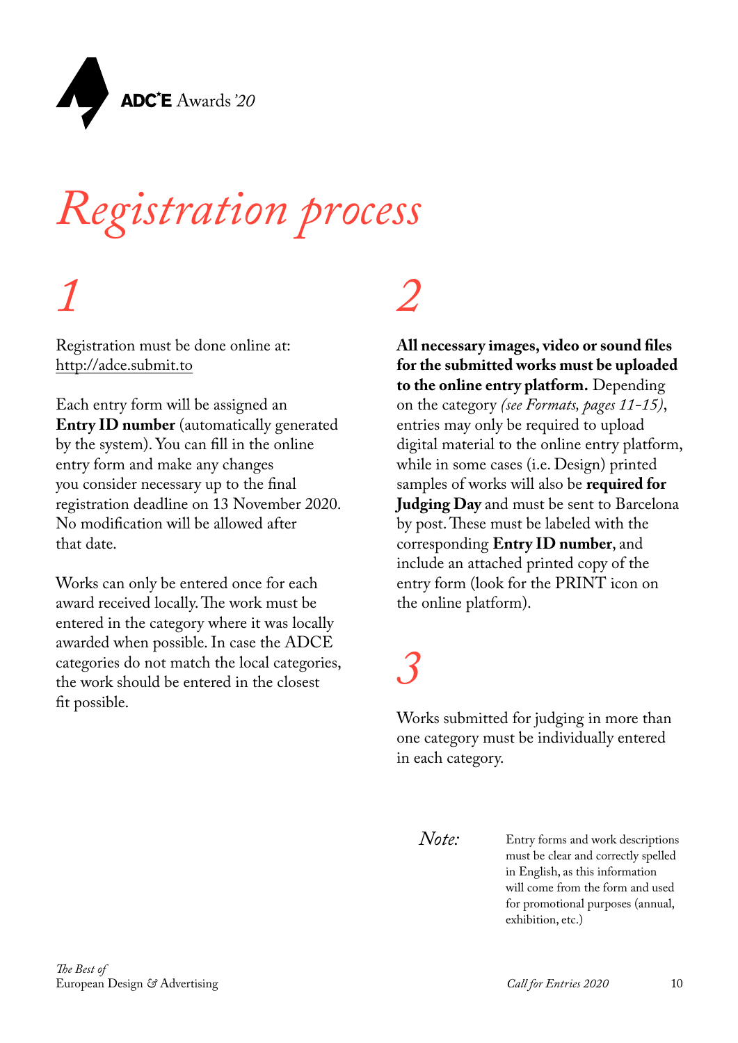# *Registration process*

## *1*

Registration must be done online at: http://adce.submit.to

Each entry form will be assigned an **Entry ID number** (automatically generated by the system). You can fill in the online entry form and make any changes you consider necessary up to the final registration deadline on 13 November 2020. No modification will be allowed after that date.

Works can only be entered once for each award received locally. The work must be entered in the category where it was locally awarded when possible. In case the ADCE categories do not match the local categories, the work should be entered in the closest fit possible.

## *2*

**All necessary images, video or sound files for the submitted works must be uploaded to the online entry platform.** Depending on the category *(see Formats, pages 11-15)*, entries may only be required to upload digital material to the online entry platform, while in some cases (i.e. Design) printed samples of works will also be **required for Judging Day** and must be sent to Barcelona by post. These must be labeled with the corresponding **Entry ID number**, and include an attached printed copy of the entry form (look for the PRINT icon on the online platform).

## *3*

Works submitted for judging in more than one category must be individually entered in each category.

*Note:* Entry forms and work descriptions must be clear and correctly spelled in English, as this information will come from the form and used for promotional purposes (annual, exhibition, etc.)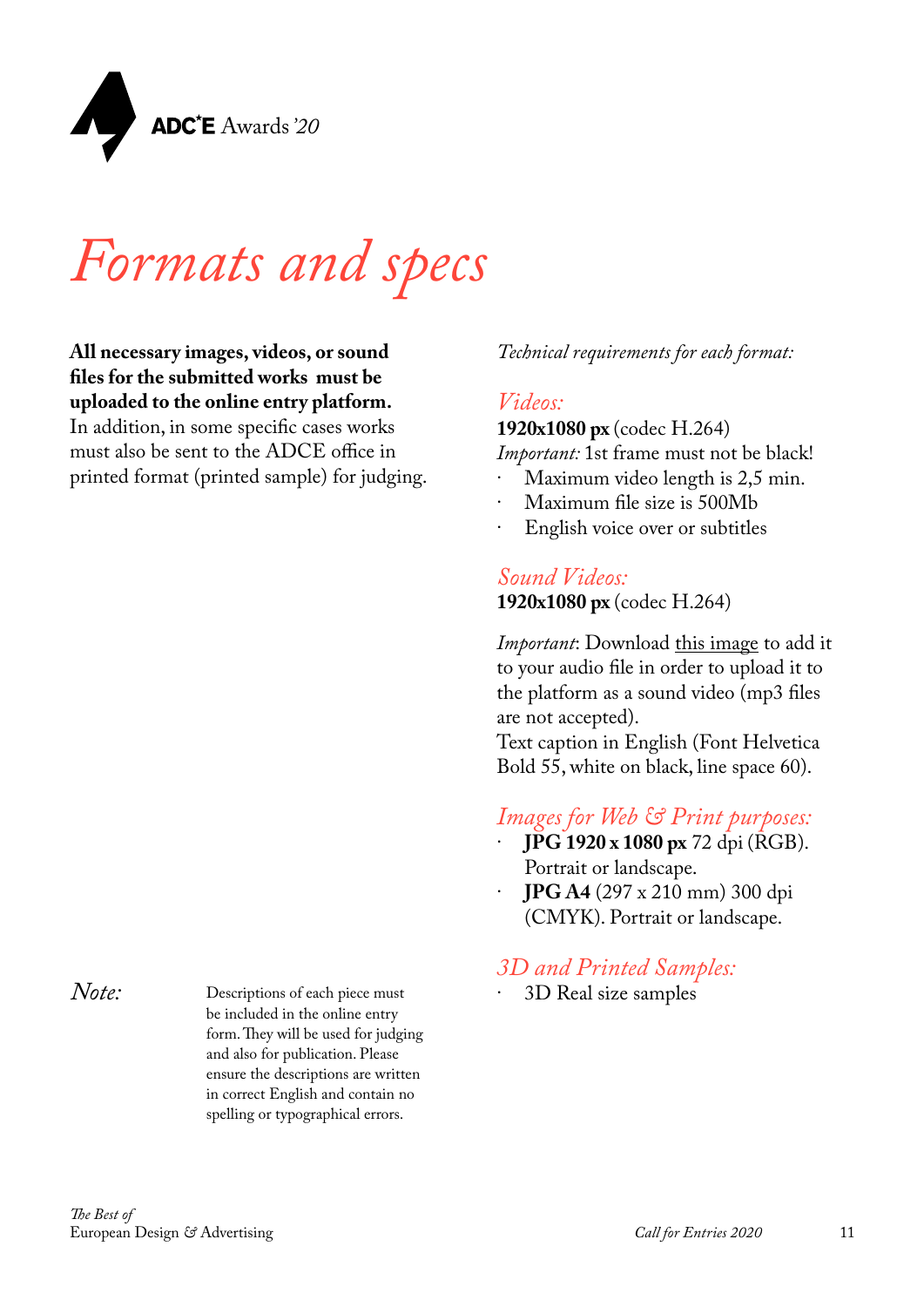# *Formats and specs*

**All necessary images, videos, or sound files for the submitted works must be uploaded to the online entry platform.** In addition, in some specific cases works must also be sent to the ADCE office in printed format (printed sample) for judging.

*Technical requirements for each format:*

## *Videos:*

**1920x1080 px** (codec H.264)
*Important:* 1st frame must not be black!

- Maximum video length is 2,5 min.
- Maximum file size is 500Mb
- English voice over or subtitles

## *Sound Videos:*

**1920x1080 px** (codec H.264)

*Important*: Download this image to add it to your audio file in order to upload it to the platform as a sound video (mp3 files are not accepted).
Text caption in English (Font Helvetica Bold 55, white on black, line space 60).

## *Images for Web & Print purposes:*

- **JPG 1920 x 1080 px** 72 dpi (RGB). Portrait or landscape.
- **JPG A4** (297 x 210 mm) 300 dpi (CMYK). Portrait or landscape.

## *3D and Printed Samples:*

- 3D Real size samples

*Note:* Descriptions of each piece must be included in the online entry form. They will be used for judging and also for publication. Please ensure the descriptions are written in correct English and contain no spelling or typographical errors.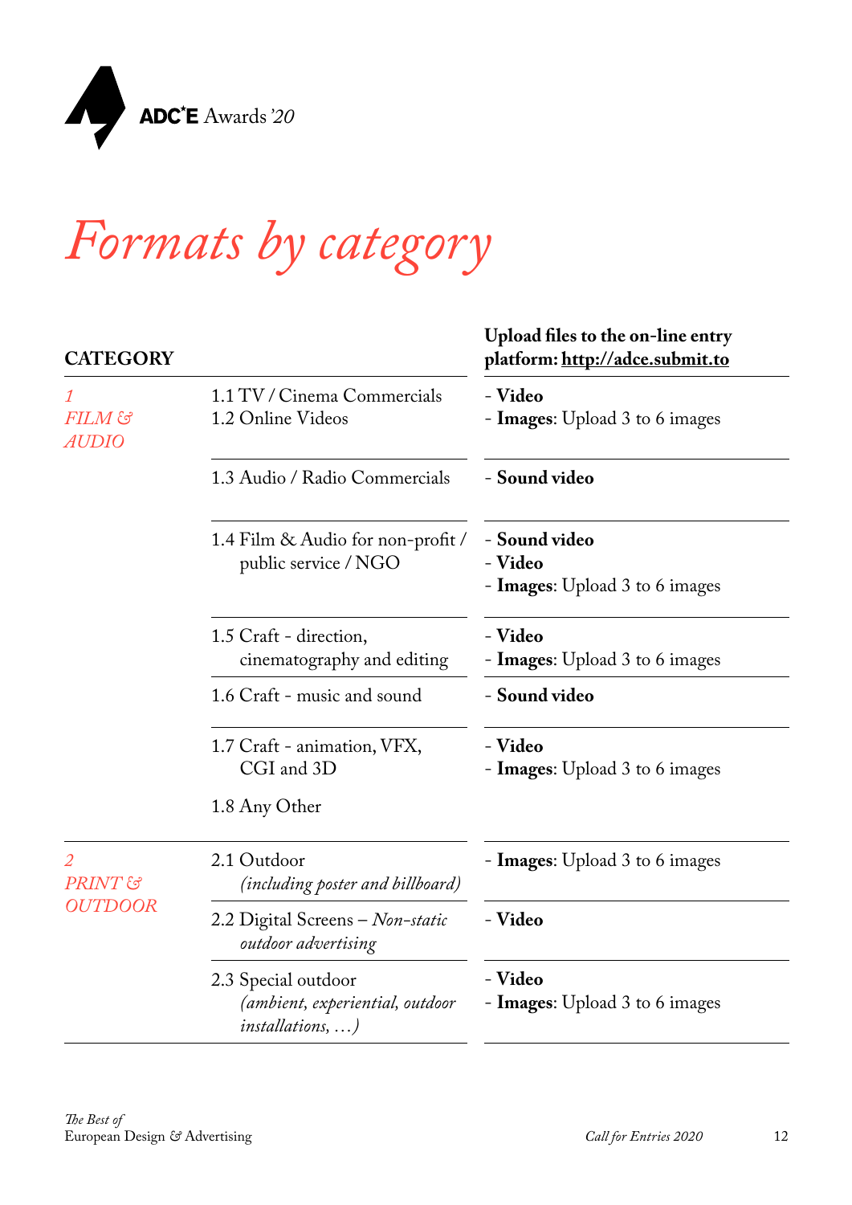ADC*E Awards '20

# *Formats by category*

| CATEGORY | | Upload files to the on-line entry platform: http://adce.submit.to |
|---|---|---|
| *1 FILM & AUDIO* | 1.1 TV / Cinema Commercials<br>1.2 Online Videos | - **Video**<br>- **Images**: Upload 3 to 6 images |
| | 1.3 Audio / Radio Commercials | - **Sound video** |
| | 1.4 Film & Audio for non-profit / public service / NGO | - **Sound video**<br>- **Video**<br>- **Images**: Upload 3 to 6 images |
| | 1.5 Craft - direction, cinematography and editing | - **Video**<br>- **Images**: Upload 3 to 6 images |
| | 1.6 Craft - music and sound | - **Sound video** |
| | 1.7 Craft - animation, VFX, CGI and 3D<br><br>1.8 Any Other | - **Video**<br>- **Images**: Upload 3 to 6 images |
| *2 PRINT & OUTDOOR* | 2.1 Outdoor *(including poster and billboard)* | - **Images**: Upload 3 to 6 images |
| | 2.2 Digital Screens – *Non-static outdoor advertising* | - **Video** |
| | 2.3 Special outdoor *(ambient, experiential, outdoor installations, …)* | - **Video**<br>- **Images**: Upload 3 to 6 images |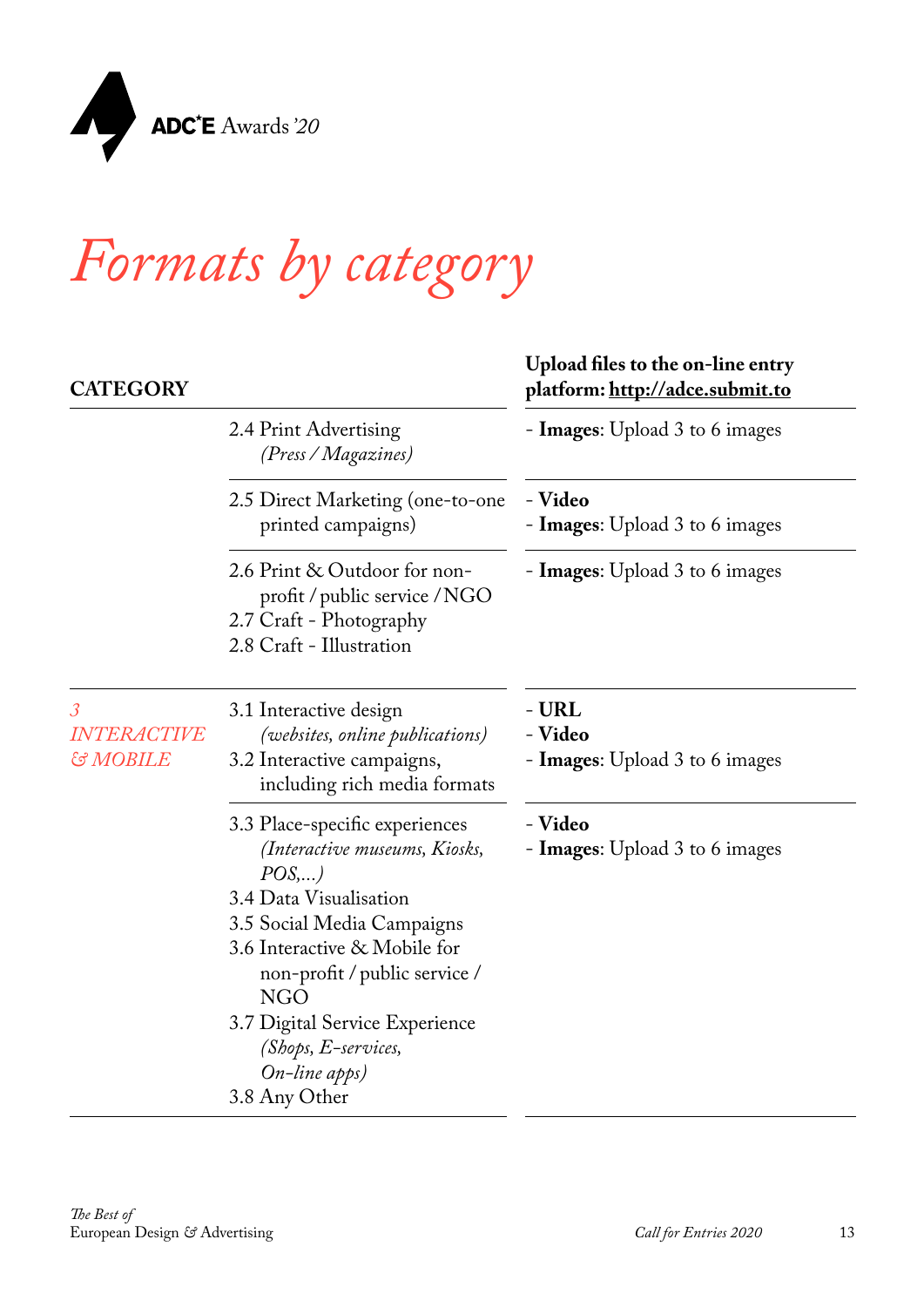# *Formats by category*

| CATEGORY | | Upload files to the on-line entry platform: http://adce.submit.to |
|---|---|---|
| | 2.4 Print Advertising *(Press / Magazines)* | - **Images**: Upload 3 to 6 images |
| | 2.5 Direct Marketing (one-to-one printed campaigns) | - **Video**<br>- **Images**: Upload 3 to 6 images |
| | 2.6 Print & Outdoor for non-profit / public service / NGO<br>2.7 Craft - Photography<br>2.8 Craft - Illustration | - **Images**: Upload 3 to 6 images |
| *3 INTERACTIVE & MOBILE* | 3.1 Interactive design *(websites, online publications)*<br>3.2 Interactive campaigns, including rich media formats | - **URL**<br>- **Video**<br>- **Images**: Upload 3 to 6 images |
| | 3.3 Place-specific experiences *(Interactive museums, Kiosks, POS,...)*<br>3.4 Data Visualisation<br>3.5 Social Media Campaigns<br>3.6 Interactive & Mobile for non-profit / public service / NGO<br>3.7 Digital Service Experience *(Shops, E-services, On-line apps)*<br>3.8 Any Other | - **Video**<br>- **Images**: Upload 3 to 6 images |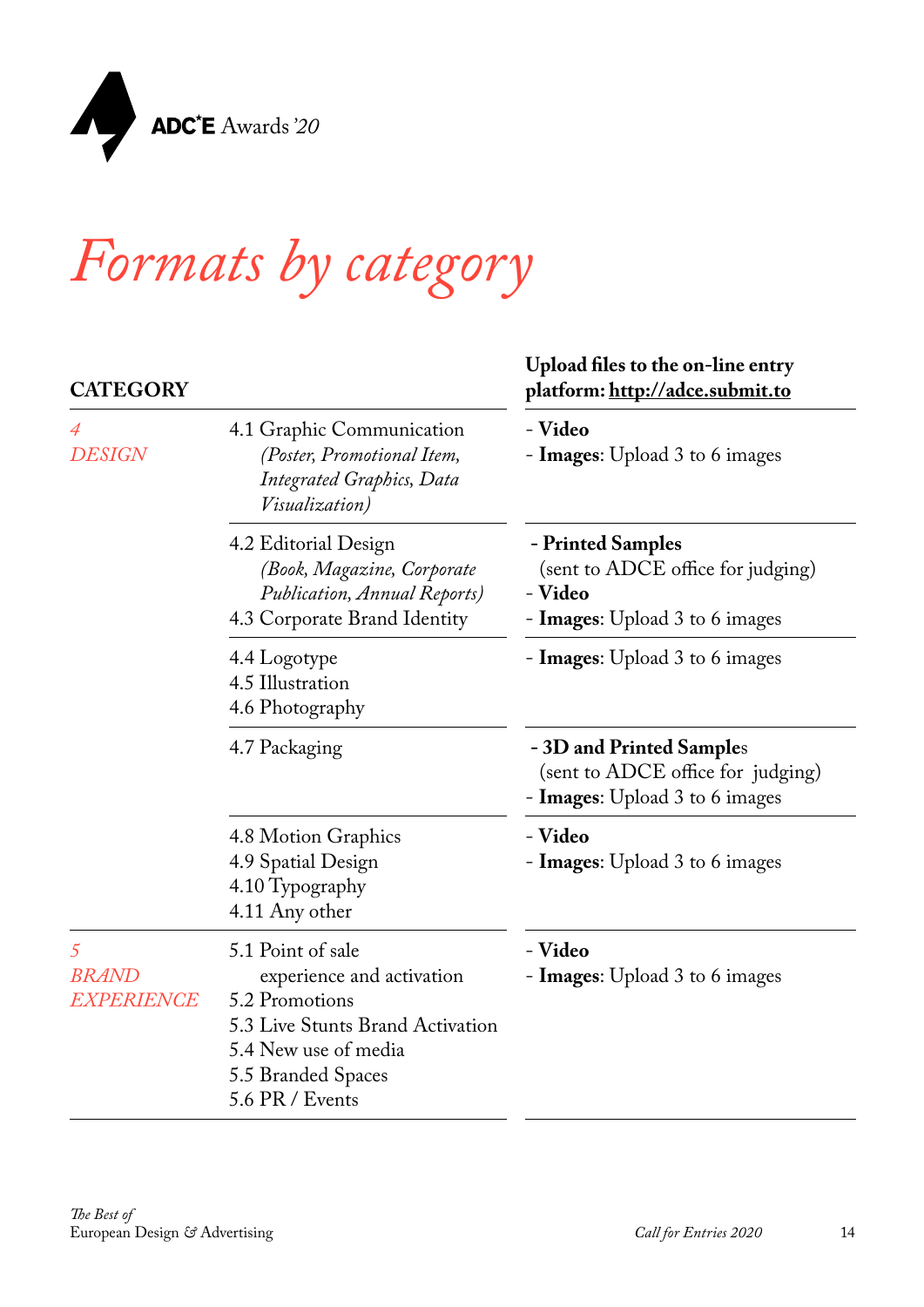# *Formats by category*

| CATEGORY | | Upload files to the on-line entry platform: http://adce.submit.to |
|---|---|---|
| *4 DESIGN* | 4.1 Graphic Communication *(Poster, Promotional Item, Integrated Graphics, Data Visualization)* | - **Video**<br>- **Images**: Upload 3 to 6 images |
| | 4.2 Editorial Design *(Book, Magazine, Corporate Publication, Annual Reports)*<br>4.3 Corporate Brand Identity | - **Printed Samples** (sent to ADCE office for judging)<br>- **Video**<br>- **Images**: Upload 3 to 6 images |
| | 4.4 Logotype<br>4.5 Illustration<br>4.6 Photography | - **Images**: Upload 3 to 6 images |
| | 4.7 Packaging | - **3D and Printed Sample**s (sent to ADCE office for judging)<br>- **Images**: Upload 3 to 6 images |
| | 4.8 Motion Graphics<br>4.9 Spatial Design<br>4.10 Typography<br>4.11 Any other | - **Video**<br>- **Images**: Upload 3 to 6 images |
| *5 BRAND EXPERIENCE* | 5.1 Point of sale experience and activation<br>5.2 Promotions<br>5.3 Live Stunts Brand Activation<br>5.4 New use of media<br>5.5 Branded Spaces<br>5.6 PR / Events | - **Video**<br>- **Images**: Upload 3 to 6 images |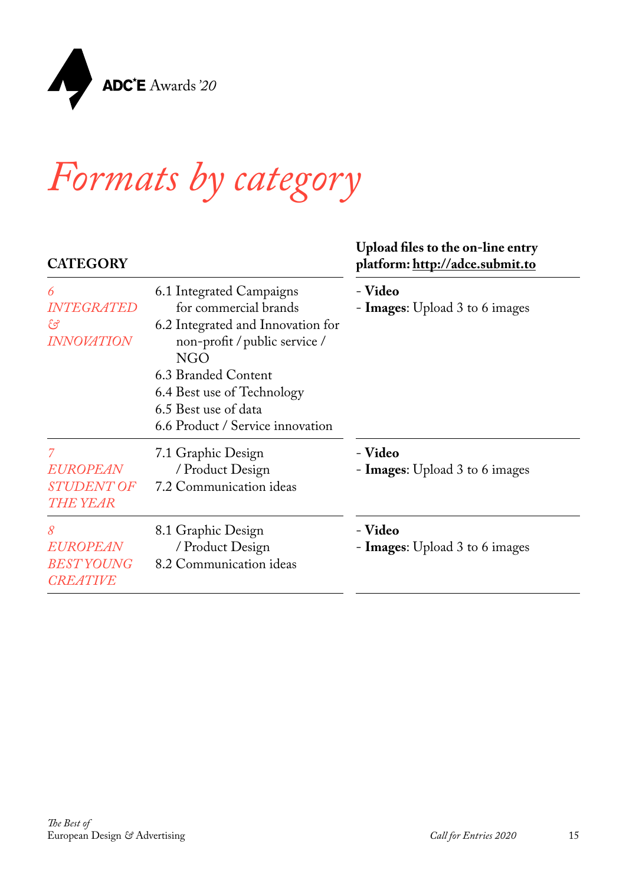ADC*E Awards '20

# *Formats by category*

| CATEGORY | | Upload files to the on-line entry platform: http://adce.submit.to |
|---|---|---|
| *6 INTEGRATED & INNOVATION* | 6.1 Integrated Campaigns for commercial brands<br>6.2 Integrated and Innovation for non-profit / public service / NGO<br>6.3 Branded Content<br>6.4 Best use of Technology<br>6.5 Best use of data<br>6.6 Product / Service innovation | - **Video**<br>- **Images**: Upload 3 to 6 images |
| *7 EUROPEAN STUDENT OF THE YEAR* | 7.1 Graphic Design / Product Design<br>7.2 Communication ideas | - **Video**<br>- **Images**: Upload 3 to 6 images |
| *8 EUROPEAN BEST YOUNG CREATIVE* | 8.1 Graphic Design / Product Design<br>8.2 Communication ideas | - **Video**<br>- **Images**: Upload 3 to 6 images |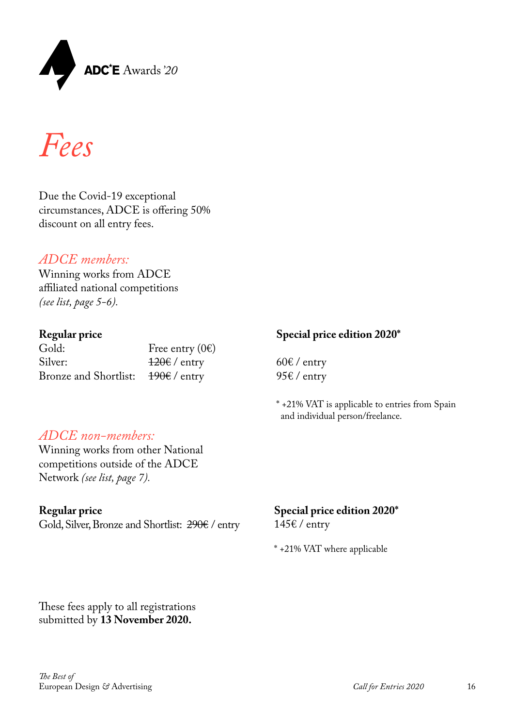ADC*E Awards '20

# *Fees*

Due the Covid-19 exceptional circumstances, ADCE is offering 50% discount on all entry fees.

## *ADCE members:*

Winning works from ADCE affiliated national competitions *(see list, page 5-6).*

| **Regular price** | | **Special price edition 2020*** |
|---|---|---|
| Gold: | Free entry (0€) | |
| Silver: | ~~120€~~ / entry | 60€ / entry |
| Bronze and Shortlist: | ~~190€~~ / entry | 95€ / entry |

\* +21% VAT is applicable to entries from Spain and individual person/freelance.

## *ADCE non-members:*

Winning works from other National competitions outside of the ADCE Network *(see list, page 7).*

| **Regular price** | **Special price edition 2020*** |
|---|---|
| Gold, Silver, Bronze and Shortlist: ~~290€~~ / entry | 145€ / entry |

\* +21% VAT where applicable

These fees apply to all registrations submitted by **13 November 2020.**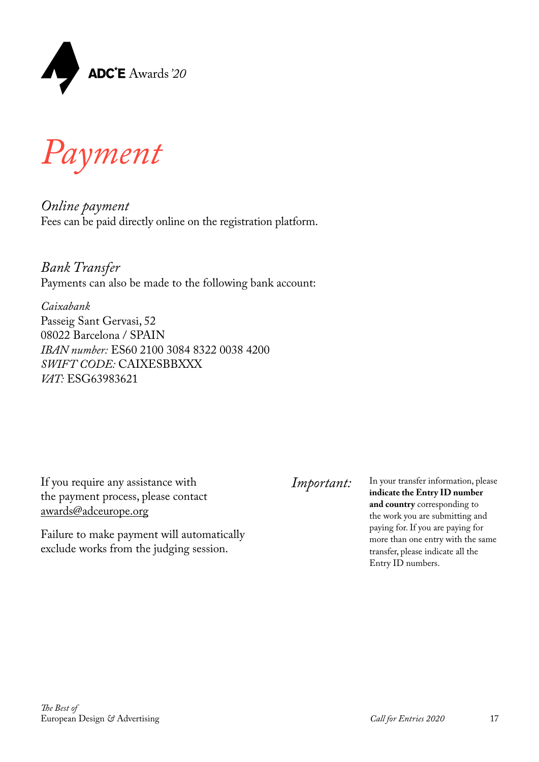# *Payment*

*Online payment*
Fees can be paid directly online on the registration platform.

*Bank Transfer*
Payments can also be made to the following bank account:

*Caixabank*
Passeig Sant Gervasi, 52
08022 Barcelona / SPAIN
*IBAN number:* ES60 2100 3084 8322 0038 4200
*SWIFT CODE:* CAIXESBBXXX
*VAT:* ESG63983621

If you require any assistance with the payment process, please contact awards@adceurope.org

Failure to make payment will automatically exclude works from the judging session.

*Important:* In your transfer information, please **indicate the Entry ID number and country** corresponding to the work you are submitting and paying for. If you are paying for more than one entry with the same transfer, please indicate all the Entry ID numbers.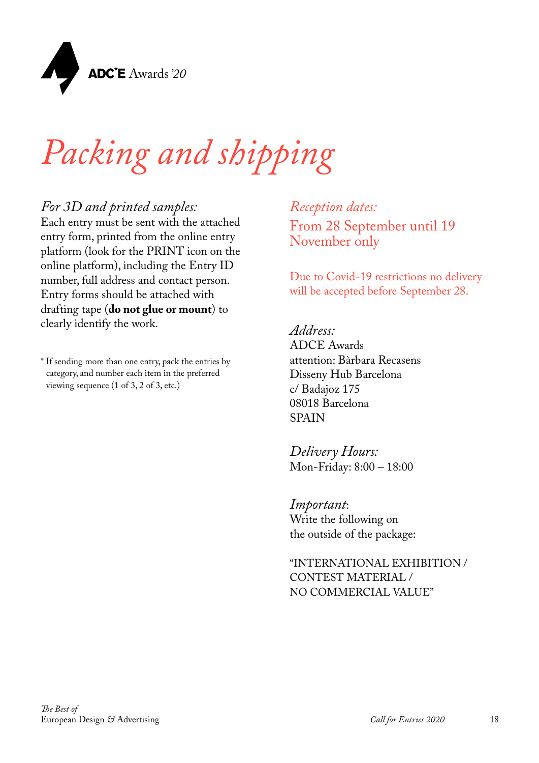# *Packing and shipping*

*For 3D and printed samples:*
Each entry must be sent with the attached entry form, printed from the online entry platform (look for the PRINT icon on the online platform), including the Entry ID number, full address and contact person. Entry forms should be attached with drafting tape (**do not glue or mount**) to clearly identify the work.

* If sending more than one entry, pack the entries by category, and number each item in the preferred viewing sequence (1 of 3, 2 of 3, etc.)

*Reception dates:*
From 28 September until 19 November only

Due to Covid-19 restrictions no delivery will be accepted before September 28.

*Address:*
ADCE Awards
attention: Bàrbara Recasens
Disseny Hub Barcelona
c/ Badajoz 175
08018 Barcelona
SPAIN

*Delivery Hours:*
Mon-Friday: 8:00 – 18:00

*Important*:
Write the following on the outside of the package:

"INTERNATIONAL EXHIBITION / CONTEST MATERIAL / NO COMMERCIAL VALUE"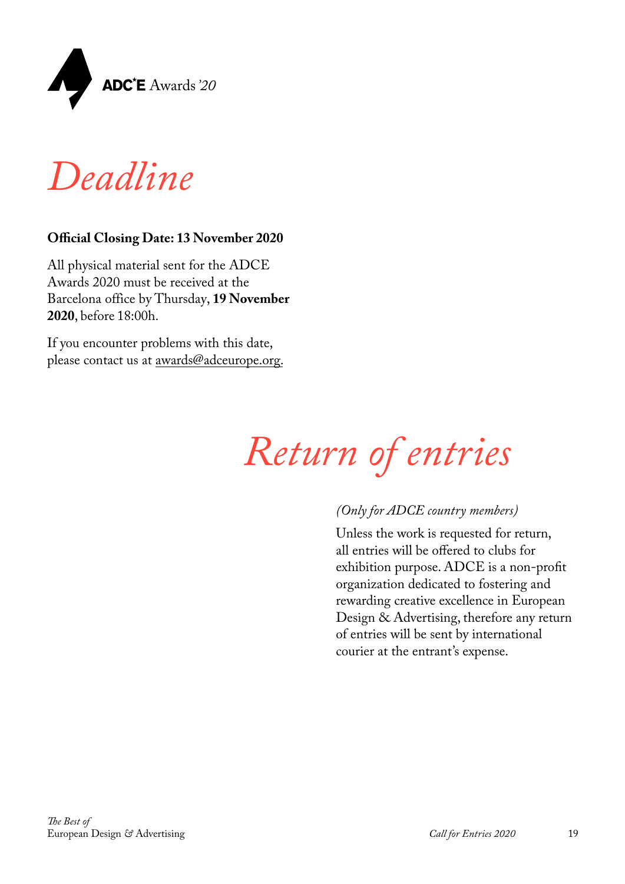# *Deadline*

**Official Closing Date: 13 November 2020**

All physical material sent for the ADCE Awards 2020 must be received at the Barcelona office by Thursday, **19 November 2020**, before 18:00h.

If you encounter problems with this date, please contact us at awards@adceurope.org.

# *Return of entries*

*(Only for ADCE country members)*

Unless the work is requested for return, all entries will be offered to clubs for exhibition purpose. ADCE is a non-profit organization dedicated to fostering and rewarding creative excellence in European Design & Advertising, therefore any return of entries will be sent by international courier at the entrant's expense.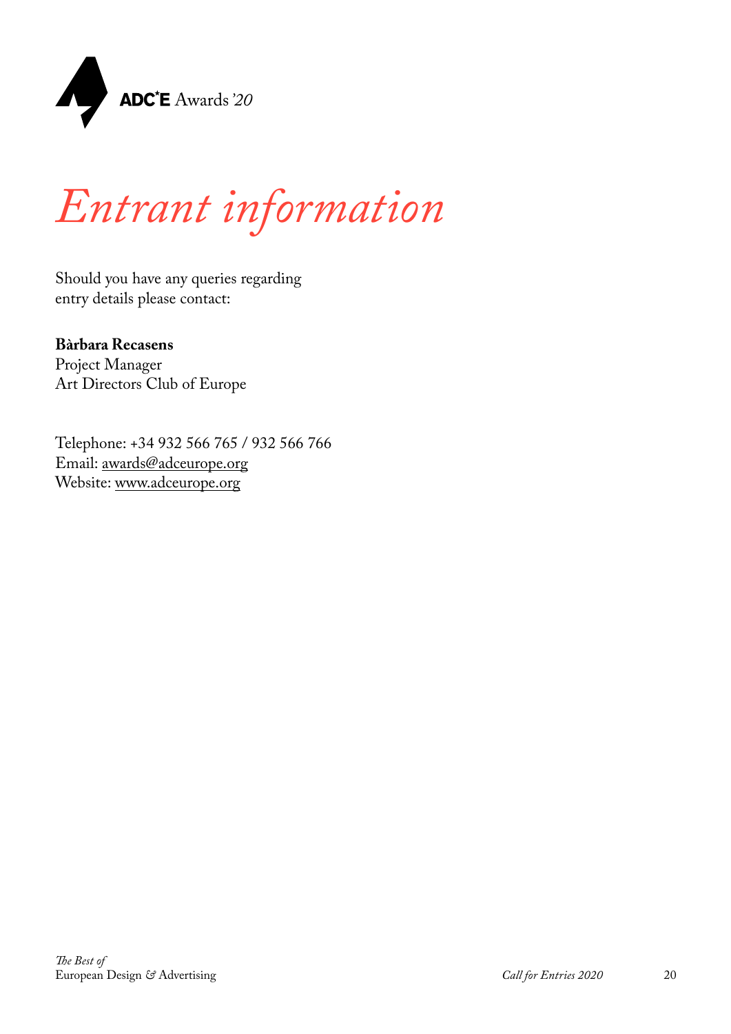# *Entrant information*

Should you have any queries regarding entry details please contact:

**Bàrbara Recasens**
Project Manager
Art Directors Club of Europe

Telephone: +34 932 566 765 / 932 566 766
Email: awards@adceurope.org
Website: www.adceurope.org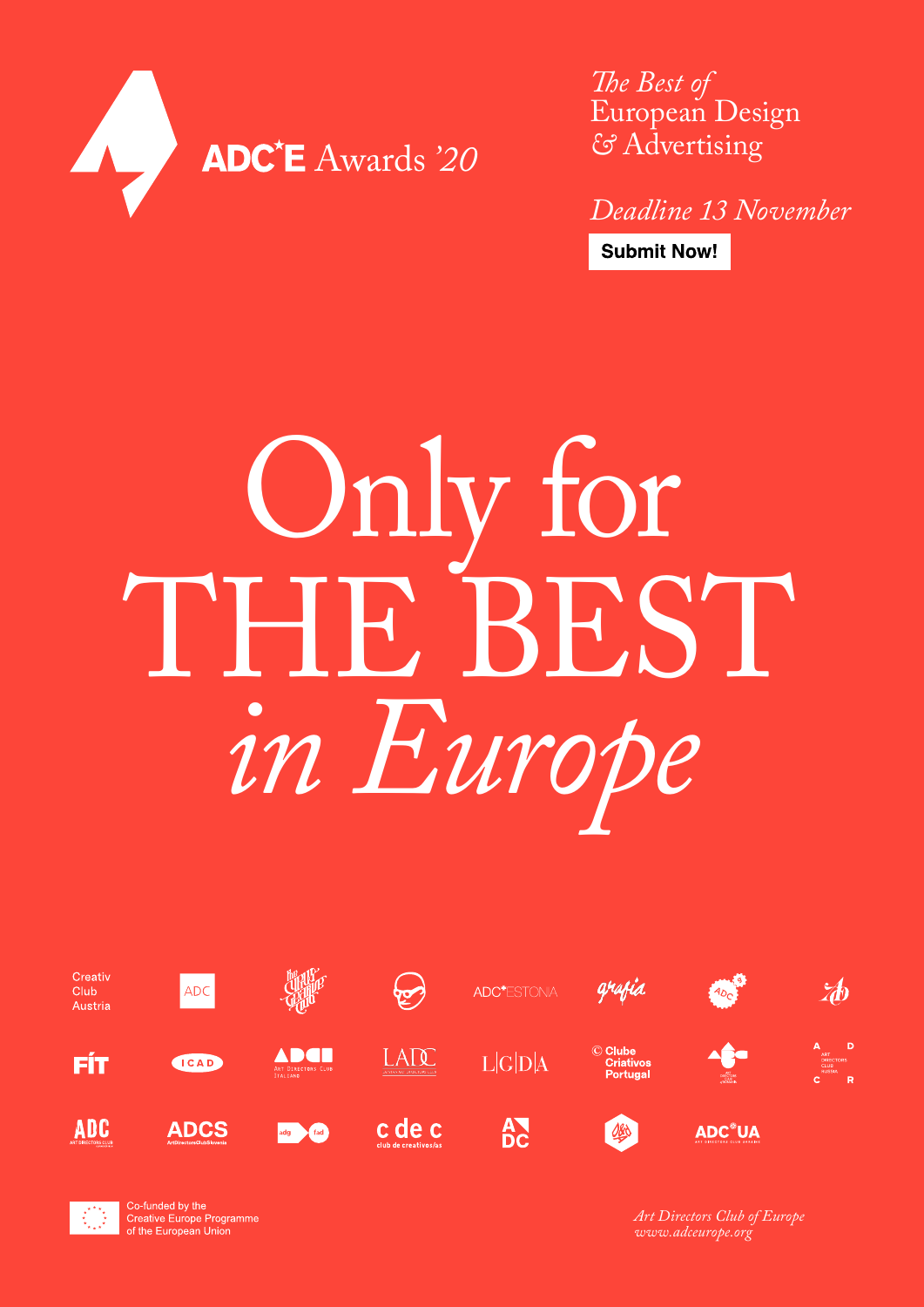ADC*E Awards '20

*The Best of*
European Design
& Advertising

*Deadline 13 November*

**Submit Now!**

# Only for THE BEST *in Europe*

Creativ Club Austria

Co-funded by the Creative Europe Programme of the European Union

*Art Directors Club of Europe*
*www.adceurope.org*